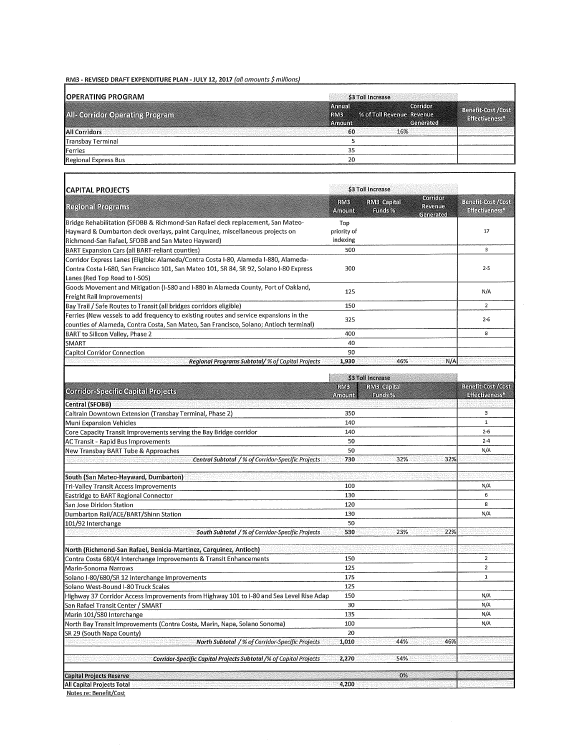**RM3 - REVISED DRAFT EXPENDITURE PLAN - JULY 12, 2017** *(all amounts $ millions)*

| OPERATING PROGRAM | $3 Toll Increase | | | |
|---|---|---|---|---|
| **All- Corridor Operating Program** | Annual RM3 Amount | % of Toll Revenue | Corridor Revenue Generated | Benefit-Cost /Cost Effectiveness* |
| **All Corridors** | **60** | **16%** | | |
| Transbay Terminal | 5 | | | |
| Ferries | 35 | | | |
| Regional Express Bus | 20 | | | |

| CAPITAL PROJECTS | $3 Toll Increase | | | |
|---|---|---|---|---|
| **Regional Programs** | RM3 Amount | RM3 Capital Funds % | Corridor Revenue Generated | Benefit-Cost /Cost Effectiveness* |
| Bridge Rehabilitation (SFOBB & Richmond-San Rafael deck replacement, San Mateo-Hayward & Dumbarton deck overlays, paint Carquinez, miscellaneous projects on Richmond-San Rafael, SFOBB and San Mateo Hayward) | Top priority of indexing | | | 17 |
| BART Expansion Cars (all BART-reliant counties) | 500 | | | 3 |
| Corridor Express Lanes (Eligible: Alameda/Contra Costa I-80, Alameda I-880, Alameda-Contra Costa I-680, San Francisco 101, San Mateo 101, SR 84, SR 92, Solano I-80 Express Lanes (Red Top Road to I-505) | 300 | | | 2-5 |
| Goods Movement and Mitigation (I-580 and I-880 in Alameda County, Port of Oakland, Freight Rail Improvements) | 125 | | | N/A |
| Bay Trail / Safe Routes to Transit (all bridges corridors eligible) | 150 | | | 2 |
| Ferries (New vessels to add frequency to existing routes and service expansions in the counties of Alameda, Contra Costa, San Mateo, San Francisco, Solano; Antioch terminal) | 325 | | | 2-6 |
| BART to Silicon Valley, Phase 2 | 400 | | | 8 |
| SMART | 40 | | | |
| Capitol Corridor Connection | 90 | | | |
| *Regional Programs Subtotal/ % of Capital Projects* | **1,930** | 46% | N/A | |

| | $3 Toll Increase | | | |
|---|---|---|---|---|
| **Corridor-Specific Capital Projects** | RM3 Amount | RM3 Capital Funds % | | Benefit-Cost /Cost Effectiveness* |
| **Central (SFOBB)** | | | | |
| Caltrain Downtown Extension (Transbay Terminal, Phase 2) | 350 | | | 3 |
| Muni Expansion Vehicles | 140 | | | 1 |
| Core Capacity Transit Improvements serving the Bay Bridge corridor | 140 | | | 2-6 |
| AC Transit - Rapid Bus Improvements | 50 | | | 2-4 |
| New Transbay BART Tube & Approaches | 50 | | | N/A |
| *Central Subtotal / % of Corridor-Specific Projects* | **730** | 32% | 32% | |
| **South (San Mateo-Hayward, Dumbarton)** | | | | |
| Tri-Valley Transit Access Improvements | 100 | | | N/A |
| Eastridge to BART Regional Connector | 130 | | | 6 |
| San Jose Diridon Station | 120 | | | 8 |
| Dumbarton Rail/ACE/BART/Shinn Station | 130 | | | N/A |
| 101/92 Interchange | 50 | | | |
| *South Subtotal / % of Corridor-Specific Projects* | **530** | 23% | 22% | |
| **North (Richmond-San Rafael, Benicia-Martinez, Carquinez, Antioch)** | | | | |
| Contra Costa 680/4 Interchange Improvements & Transit Enhancements | 150 | | | 2 |
| Marin-Sonoma Narrows | 125 | | | 2 |
| Solano I-80/680/SR 12 Interchange Improvements | 175 | | | 1 |
| Solano West-Bound I-80 Truck Scales | 125 | | | |
| Highway 37 Corridor Access Improvements from Highway 101 to I-80 and Sea Level Rise Adap | 150 | | | N/A |
| San Rafael Transit Center / SMART | 30 | | | N/A |
| Marin 101/580 Interchange | 135 | | | N/A |
| North Bay Transit Improvements (Contra Costa, Marin, Napa, Solano Sonoma) | 100 | | | N/A |
| SR 29 (South Napa County) | 20 | | | |
| *North Subtotal / % of Corridor-Specific Projects* | **1,010** | 44% | 46% | |
| *Corridor-Specific Capital Projects Subtotal /% of Capital Projects* | **2,270** | 54% | | |
| **Capital Projects Reserve** | | 0% | | |
| **All Capital Projects Total** | **4,200** | | | |

Notes re: Benefit/Cost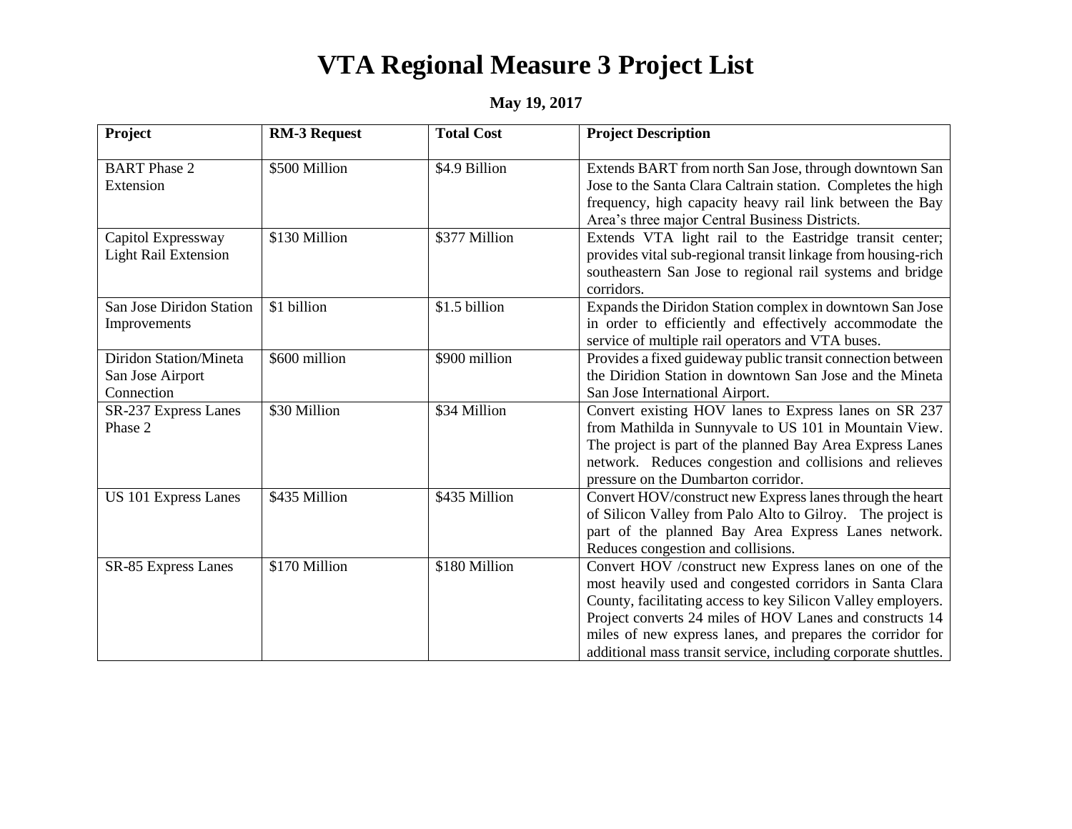# VTA Regional Measure 3 Project List

**May 19, 2017**

| Project | RM-3 Request | Total Cost | Project Description |
|---|---|---|---|
| BART Phase 2 Extension | $500 Million | $4.9 Billion | Extends BART from north San Jose, through downtown San Jose to the Santa Clara Caltrain station. Completes the high frequency, high capacity heavy rail link between the Bay Area's three major Central Business Districts. |
| Capitol Expressway Light Rail Extension | $130 Million | $377 Million | Extends VTA light rail to the Eastridge transit center; provides vital sub-regional transit linkage from housing-rich southeastern San Jose to regional rail systems and bridge corridors. |
| San Jose Diridon Station Improvements | $1 billion | $1.5 billion | Expands the Diridon Station complex in downtown San Jose in order to efficiently and effectively accommodate the service of multiple rail operators and VTA buses. |
| Diridon Station/Mineta San Jose Airport Connection | $600 million | $900 million | Provides a fixed guideway public transit connection between the Diridion Station in downtown San Jose and the Mineta San Jose International Airport. |
| SR-237 Express Lanes Phase 2 | $30 Million | $34 Million | Convert existing HOV lanes to Express lanes on SR 237 from Mathilda in Sunnyvale to US 101 in Mountain View. The project is part of the planned Bay Area Express Lanes network. Reduces congestion and collisions and relieves pressure on the Dumbarton corridor. |
| US 101 Express Lanes | $435 Million | $435 Million | Convert HOV/construct new Express lanes through the heart of Silicon Valley from Palo Alto to Gilroy. The project is part of the planned Bay Area Express Lanes network. Reduces congestion and collisions. |
| SR-85 Express Lanes | $170 Million | $180 Million | Convert HOV /construct new Express lanes on one of the most heavily used and congested corridors in Santa Clara County, facilitating access to key Silicon Valley employers. Project converts 24 miles of HOV Lanes and constructs 14 miles of new express lanes, and prepares the corridor for additional mass transit service, including corporate shuttles. |